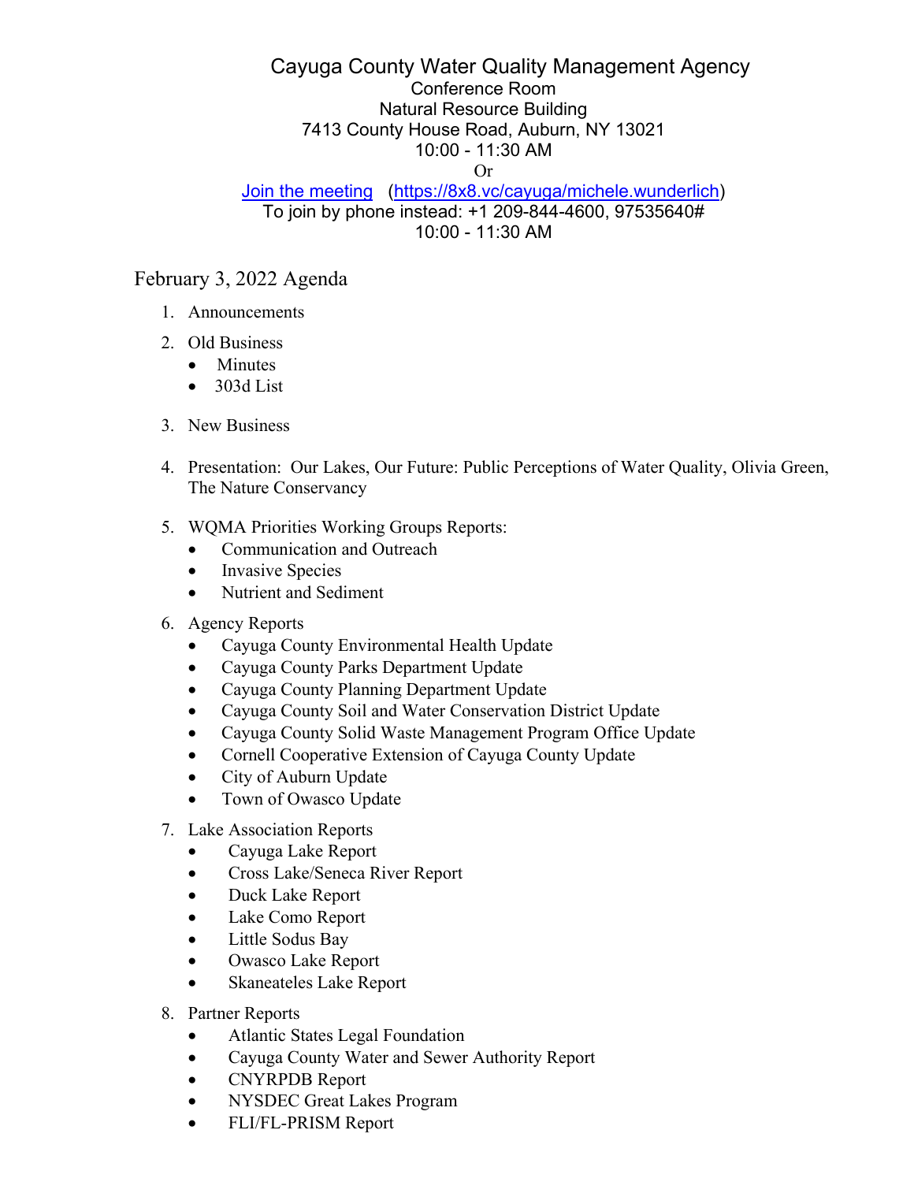# Cayuga County Water Quality Management Agency

Conference Room
Natural Resource Building
7413 County House Road, Auburn, NY 13021
10:00 - 11:30 AM
Or
[Join the meeting](https://8x8.vc/cayuga/michele.wunderlich) (https://8x8.vc/cayuga/michele.wunderlich)
To join by phone instead: +1 209-844-4600, 97535640#
10:00 - 11:30 AM

## February 3, 2022 Agenda

1. Announcements
2. Old Business
   - Minutes
   - 303d List
3. New Business
4. Presentation: Our Lakes, Our Future: Public Perceptions of Water Quality, Olivia Green, The Nature Conservancy
5. WQMA Priorities Working Groups Reports:
   - Communication and Outreach
   - Invasive Species
   - Nutrient and Sediment
6. Agency Reports
   - Cayuga County Environmental Health Update
   - Cayuga County Parks Department Update
   - Cayuga County Planning Department Update
   - Cayuga County Soil and Water Conservation District Update
   - Cayuga County Solid Waste Management Program Office Update
   - Cornell Cooperative Extension of Cayuga County Update
   - City of Auburn Update
   - Town of Owasco Update
7. Lake Association Reports
   - Cayuga Lake Report
   - Cross Lake/Seneca River Report
   - Duck Lake Report
   - Lake Como Report
   - Little Sodus Bay
   - Owasco Lake Report
   - Skaneateles Lake Report
8. Partner Reports
   - Atlantic States Legal Foundation
   - Cayuga County Water and Sewer Authority Report
   - CNYRPDB Report
   - NYSDEC Great Lakes Program
   - FLI/FL-PRISM Report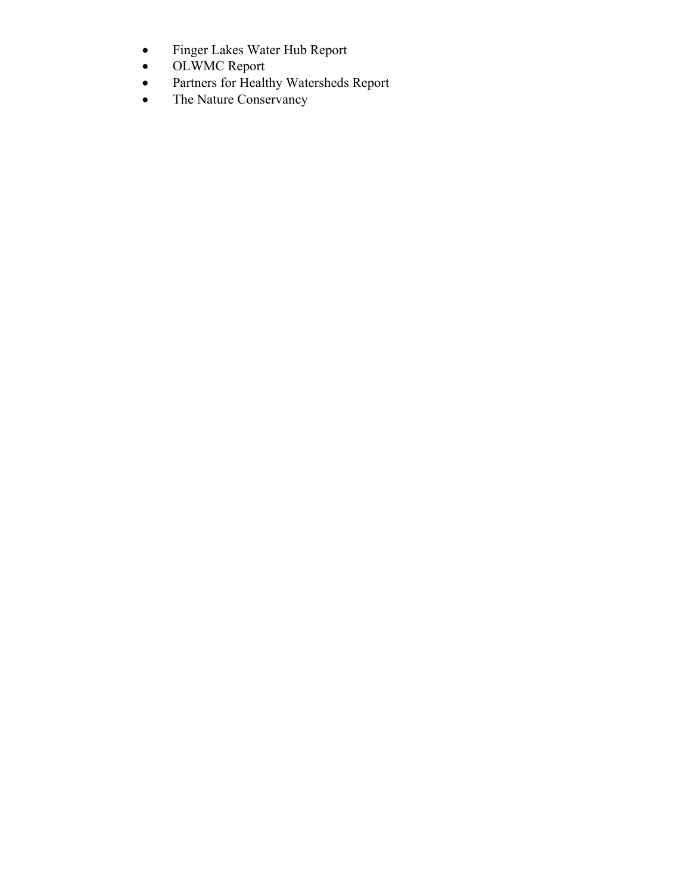- Finger Lakes Water Hub Report
- OLWMC Report
- Partners for Healthy Watersheds Report
- The Nature Conservancy